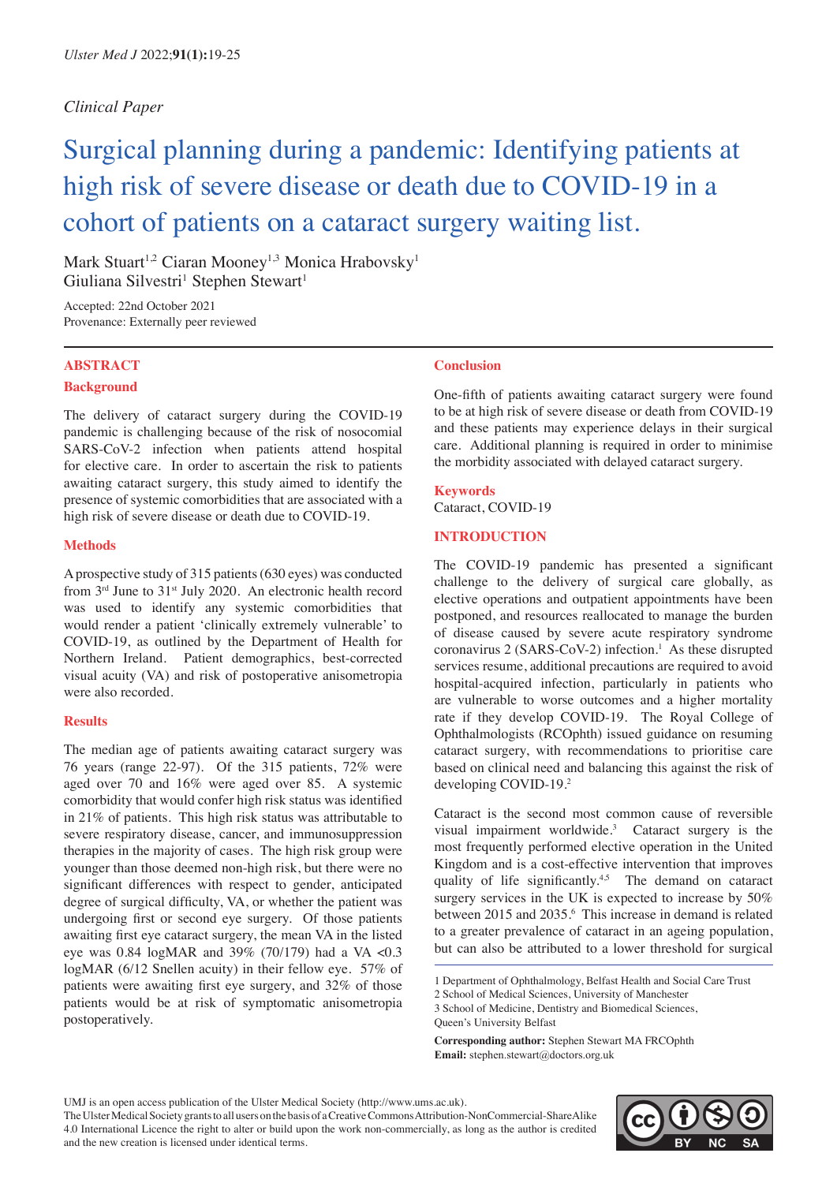*Clinical Paper*

# Surgical planning during a pandemic: Identifying patients at high risk of severe disease or death due to COVID-19 in a cohort of patients on a cataract surgery waiting list.

Mark Stuart[1,2] Ciaran Mooney[1,3] Monica Hrabovsky[1] Giuliana Silvestri[1] Stephen Stewart[1]

Accepted: 22nd October 2021
Provenance: Externally peer reviewed

## ABSTRACT

### Background

The delivery of cataract surgery during the COVID-19 pandemic is challenging because of the risk of nosocomial SARS-CoV-2 infection when patients attend hospital for elective care. In order to ascertain the risk to patients awaiting cataract surgery, this study aimed to identify the presence of systemic comorbidities that are associated with a high risk of severe disease or death due to COVID-19.

### Methods

A prospective study of 315 patients (630 eyes) was conducted from 3rd June to 31st July 2020. An electronic health record was used to identify any systemic comorbidities that would render a patient 'clinically extremely vulnerable' to COVID-19, as outlined by the Department of Health for Northern Ireland. Patient demographics, best-corrected visual acuity (VA) and risk of postoperative anisometropia were also recorded.

### Results

The median age of patients awaiting cataract surgery was 76 years (range 22-97). Of the 315 patients, 72% were aged over 70 and 16% were aged over 85. A systemic comorbidity that would confer high risk status was identified in 21% of patients. This high risk status was attributable to severe respiratory disease, cancer, and immunosuppression therapies in the majority of cases. The high risk group were younger than those deemed non-high risk, but there were no significant differences with respect to gender, anticipated degree of surgical difficulty, VA, or whether the patient was undergoing first or second eye surgery. Of those patients awaiting first eye cataract surgery, the mean VA in the listed eye was 0.84 logMAR and 39% (70/179) had a VA <0.3 logMAR (6/12 Snellen acuity) in their fellow eye. 57% of patients were awaiting first eye surgery, and 32% of those patients would be at risk of symptomatic anisometropia postoperatively.

### Conclusion

One-fifth of patients awaiting cataract surgery were found to be at high risk of severe disease or death from COVID-19 and these patients may experience delays in their surgical care. Additional planning is required in order to minimise the morbidity associated with delayed cataract surgery.

### Keywords

Cataract, COVID-19

## INTRODUCTION

The COVID-19 pandemic has presented a significant challenge to the delivery of surgical care globally, as elective operations and outpatient appointments have been postponed, and resources reallocated to manage the burden of disease caused by severe acute respiratory syndrome coronavirus 2 (SARS-CoV-2) infection.[1] As these disrupted services resume, additional precautions are required to avoid hospital-acquired infection, particularly in patients who are vulnerable to worse outcomes and a higher mortality rate if they develop COVID-19. The Royal College of Ophthalmologists (RCOphth) issued guidance on resuming cataract surgery, with recommendations to prioritise care based on clinical need and balancing this against the risk of developing COVID-19.[2]

Cataract is the second most common cause of reversible visual impairment worldwide.[3] Cataract surgery is the most frequently performed elective operation in the United Kingdom and is a cost-effective intervention that improves quality of life significantly.[4,5] The demand on cataract surgery services in the UK is expected to increase by 50% between 2015 and 2035.[6] This increase in demand is related to a greater prevalence of cataract in an ageing population, but can also be attributed to a lower threshold for surgical

1 Department of Ophthalmology, Belfast Health and Social Care Trust
2 School of Medical Sciences, University of Manchester
3 School of Medicine, Dentistry and Biomedical Sciences, Queen's University Belfast

**Corresponding author:** Stephen Stewart MA FRCOphth
**Email:** stephen.stewart@doctors.org.uk

UMJ is an open access publication of the Ulster Medical Society (http://www.ums.ac.uk).
The Ulster Medical Society grants to all users on the basis of a Creative Commons Attribution-NonCommercial-ShareAlike 4.0 International Licence the right to alter or build upon the work non-commercially, as long as the author is credited and the new creation is licensed under identical terms.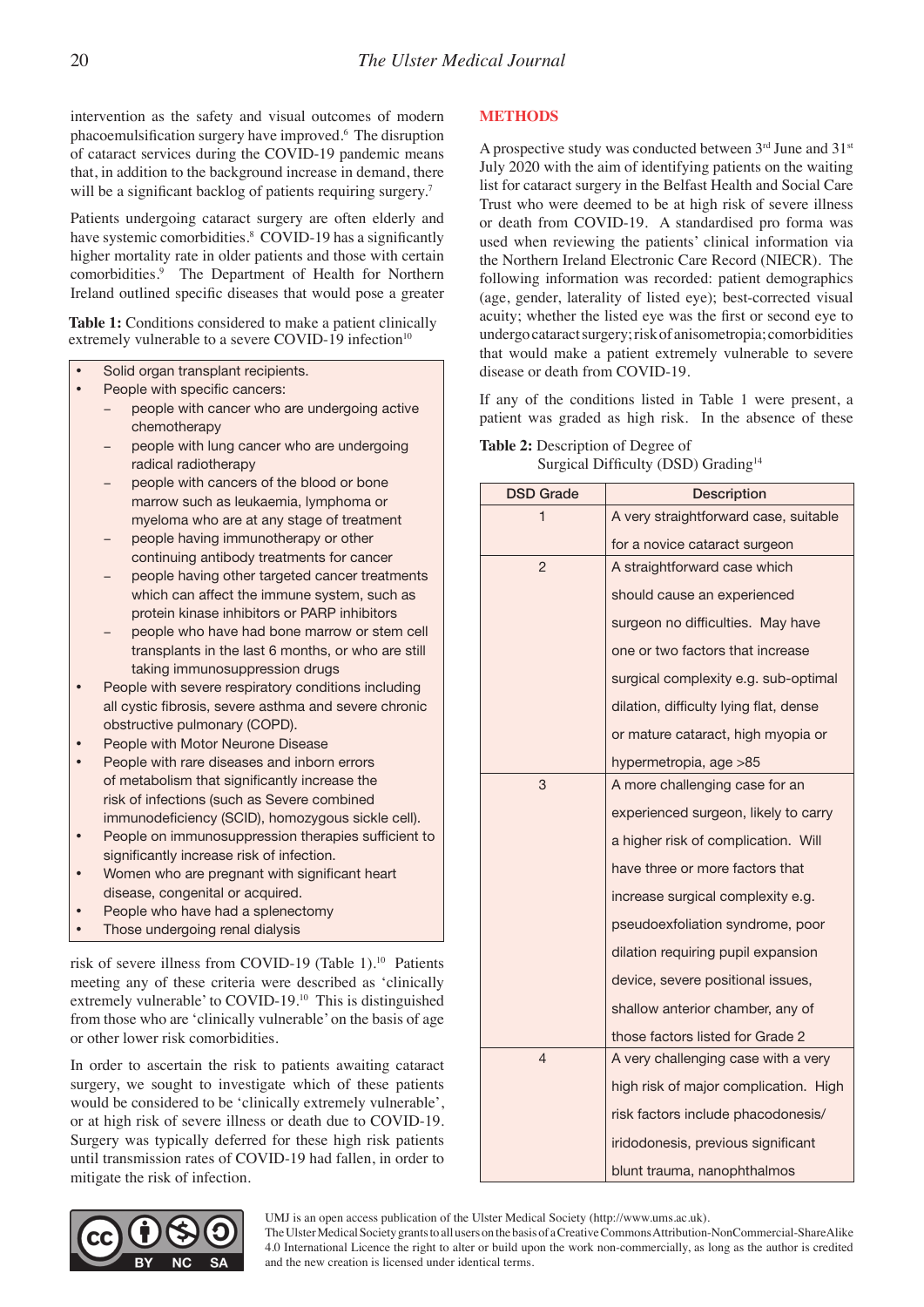intervention as the safety and visual outcomes of modern phacoemulsification surgery have improved.[6] The disruption of cataract services during the COVID-19 pandemic means that, in addition to the background increase in demand, there will be a significant backlog of patients requiring surgery.[7]

Patients undergoing cataract surgery are often elderly and have systemic comorbidities.[8] COVID-19 has a significantly higher mortality rate in older patients and those with certain comorbidities.[9] The Department of Health for Northern Ireland outlined specific diseases that would pose a greater risk of severe illness from COVID-19 (Table 1).[10] Patients meeting any of these criteria were described as 'clinically extremely vulnerable' to COVID-19.[10] This is distinguished from those who are 'clinically vulnerable' on the basis of age or other lower risk comorbidities.

**Table 1:** Conditions considered to make a patient clinically extremely vulnerable to a severe COVID-19 infection[10]

- Solid organ transplant recipients.
- People with specific cancers:
  - people with cancer who are undergoing active chemotherapy
  - people with lung cancer who are undergoing radical radiotherapy
  - people with cancers of the blood or bone marrow such as leukaemia, lymphoma or myeloma who are at any stage of treatment
  - people having immunotherapy or other continuing antibody treatments for cancer
  - people having other targeted cancer treatments which can affect the immune system, such as protein kinase inhibitors or PARP inhibitors
  - people who have had bone marrow or stem cell transplants in the last 6 months, or who are still taking immunosuppression drugs
- People with severe respiratory conditions including all cystic fibrosis, severe asthma and severe chronic obstructive pulmonary (COPD).
- People with Motor Neurone Disease
- People with rare diseases and inborn errors of metabolism that significantly increase the risk of infections (such as Severe combined immunodeficiency (SCID), homozygous sickle cell).
- People on immunosuppression therapies sufficient to significantly increase risk of infection.
- Women who are pregnant with significant heart disease, congenital or acquired.
- People who have had a splenectomy
- Those undergoing renal dialysis

In order to ascertain the risk to patients awaiting cataract surgery, we sought to investigate which of these patients would be considered to be 'clinically extremely vulnerable', or at high risk of severe illness or death due to COVID-19. Surgery was typically deferred for these high risk patients until transmission rates of COVID-19 had fallen, in order to mitigate the risk of infection.

## METHODS

A prospective study was conducted between 3rd June and 31st July 2020 with the aim of identifying patients on the waiting list for cataract surgery in the Belfast Health and Social Care Trust who were deemed to be at high risk of severe illness or death from COVID-19. A standardised pro forma was used when reviewing the patients' clinical information via the Northern Ireland Electronic Care Record (NIECR). The following information was recorded: patient demographics (age, gender, laterality of listed eye); best-corrected visual acuity; whether the listed eye was the first or second eye to undergo cataract surgery; risk of anisometropia; comorbidities that would make a patient extremely vulnerable to severe disease or death from COVID-19.

If any of the conditions listed in Table 1 were present, a patient was graded as high risk. In the absence of these

**Table 2:** Description of Degree of Surgical Difficulty (DSD) Grading[14]

| DSD Grade | Description |
|---|---|
| 1 | A very straightforward case, suitable for a novice cataract surgeon |
| 2 | A straightforward case which should cause an experienced surgeon no difficulties. May have one or two factors that increase surgical complexity e.g. sub-optimal dilation, difficulty lying flat, dense or mature cataract, high myopia or hypermetropia, age >85 |
| 3 | A more challenging case for an experienced surgeon, likely to carry a higher risk of complication. Will have three or more factors that increase surgical complexity e.g. pseudoexfoliation syndrome, poor dilation requiring pupil expansion device, severe positional issues, shallow anterior chamber, any of those factors listed for Grade 2 |
| 4 | A very challenging case with a very high risk of major complication. High risk factors include phacodonesis/iridodonesis, previous significant blunt trauma, nanophthalmos |

UMJ is an open access publication of the Ulster Medical Society (http://www.ums.ac.uk).
The Ulster Medical Society grants to all users on the basis of a Creative Commons Attribution-NonCommercial-ShareAlike 4.0 International Licence the right to alter or build upon the work non-commercially, as long as the author is credited and the new creation is licensed under identical terms.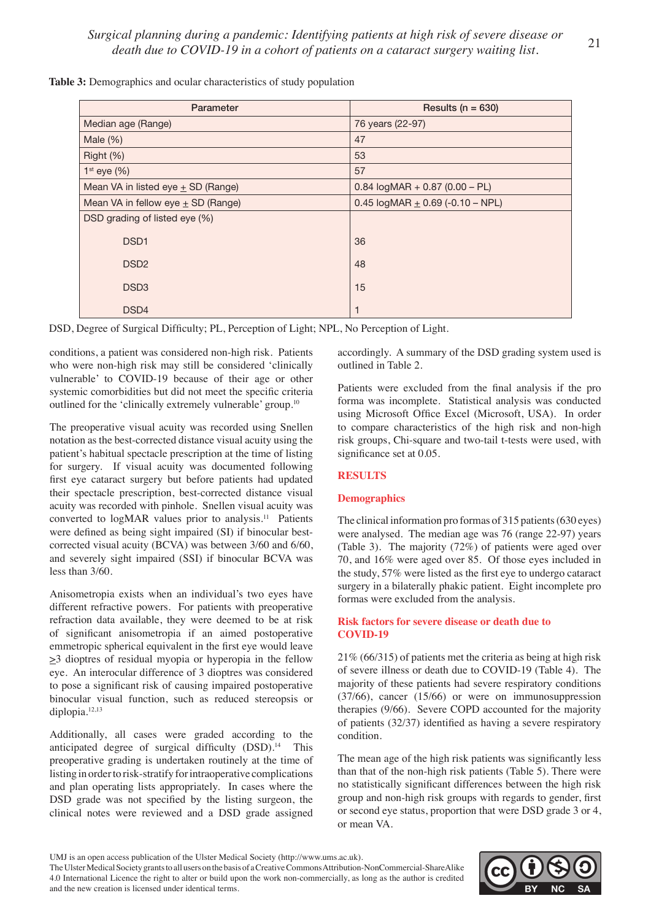**Table 3:** Demographics and ocular characteristics of study population

| Parameter | Results (n = 630) |
|---|---|
| Median age (Range) | 76 years (22-97) |
| Male (%) | 47 |
| Right (%) | 53 |
| 1st eye (%) | 57 |
| Mean VA in listed eye ± SD (Range) | 0.84 logMAR + 0.87 (0.00 – PL) |
| Mean VA in fellow eye ± SD (Range) | 0.45 logMAR ± 0.69 (-0.10 – NPL) |
| DSD grading of listed eye (%) | |
| DSD1 | 36 |
| DSD2 | 48 |
| DSD3 | 15 |
| DSD4 | 1 |

DSD, Degree of Surgical Difficulty; PL, Perception of Light; NPL, No Perception of Light.

conditions, a patient was considered non-high risk. Patients who were non-high risk may still be considered 'clinically vulnerable' to COVID-19 because of their age or other systemic comorbidities but did not meet the specific criteria outlined for the 'clinically extremely vulnerable' group.[10]

The preoperative visual acuity was recorded using Snellen notation as the best-corrected distance visual acuity using the patient's habitual spectacle prescription at the time of listing for surgery. If visual acuity was documented following first eye cataract surgery but before patients had updated their spectacle prescription, best-corrected distance visual acuity was recorded with pinhole. Snellen visual acuity was converted to logMAR values prior to analysis.[11] Patients were defined as being sight impaired (SI) if binocular best-corrected visual acuity (BCVA) was between 3/60 and 6/60, and severely sight impaired (SSI) if binocular BCVA was less than 3/60.

Anisometropia exists when an individual's two eyes have different refractive powers. For patients with preoperative refraction data available, they were deemed to be at risk of significant anisometropia if an aimed postoperative emmetropic spherical equivalent in the first eye would leave ≥3 dioptres of residual myopia or hyperopia in the fellow eye. An interocular difference of 3 dioptres was considered to pose a significant risk of causing impaired postoperative binocular visual function, such as reduced stereopsis or diplopia.[12,13]

Additionally, all cases were graded according to the anticipated degree of surgical difficulty (DSD).[14] This preoperative grading is undertaken routinely at the time of listing in order to risk-stratify for intraoperative complications and plan operating lists appropriately. In cases where the DSD grade was not specified by the listing surgeon, the clinical notes were reviewed and a DSD grade assigned accordingly. A summary of the DSD grading system used is outlined in Table 2.

Patients were excluded from the final analysis if the pro forma was incomplete. Statistical analysis was conducted using Microsoft Office Excel (Microsoft, USA). In order to compare characteristics of the high risk and non-high risk groups, Chi-square and two-tail t-tests were used, with significance set at 0.05.

## RESULTS

### Demographics

The clinical information pro formas of 315 patients (630 eyes) were analysed. The median age was 76 (range 22-97) years (Table 3). The majority (72%) of patients were aged over 70, and 16% were aged over 85. Of those eyes included in the study, 57% were listed as the first eye to undergo cataract surgery in a bilaterally phakic patient. Eight incomplete pro formas were excluded from the analysis.

### Risk factors for severe disease or death due to COVID-19

21% (66/315) of patients met the criteria as being at high risk of severe illness or death due to COVID-19 (Table 4). The majority of these patients had severe respiratory conditions (37/66), cancer (15/66) or were on immunosuppression therapies (9/66). Severe COPD accounted for the majority of patients (32/37) identified as having a severe respiratory condition.

The mean age of the high risk patients was significantly less than that of the non-high risk patients (Table 5). There were no statistically significant differences between the high risk group and non-high risk groups with regards to gender, first or second eye status, proportion that were DSD grade 3 or 4, or mean VA.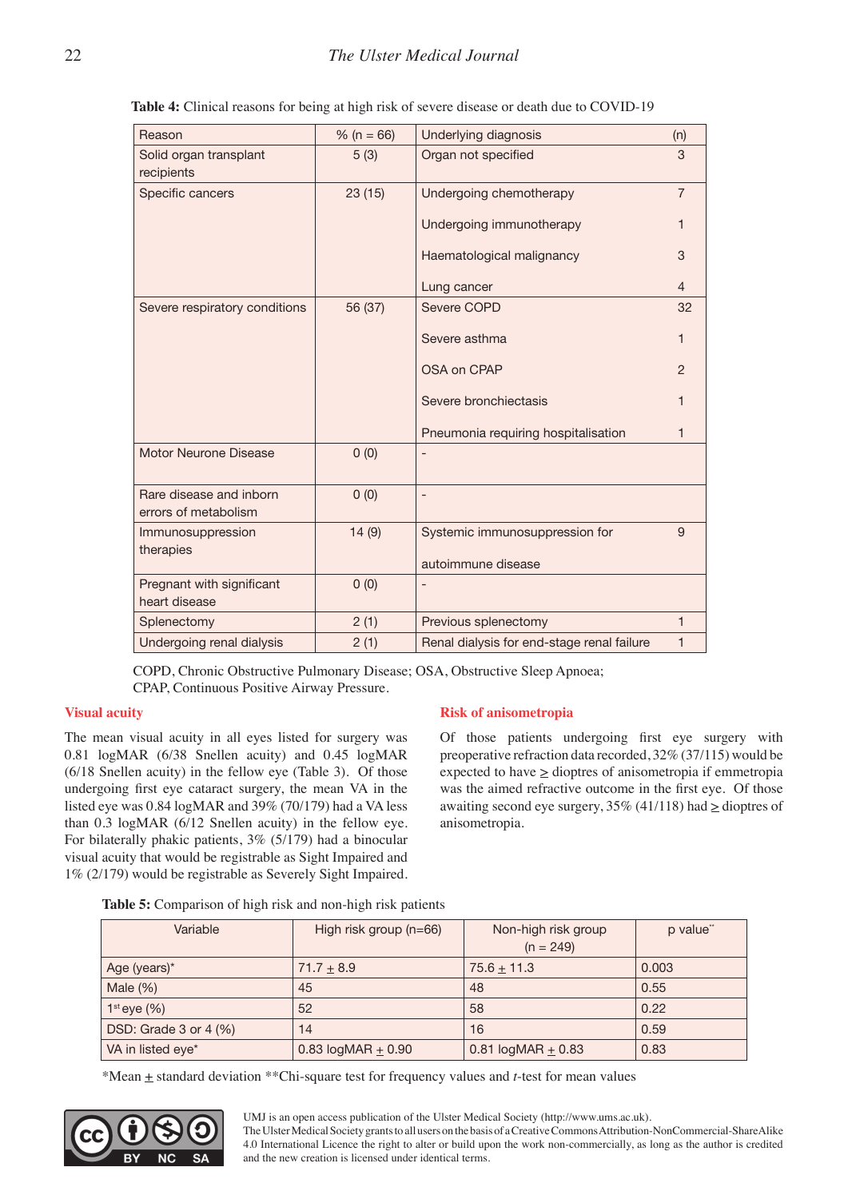**Table 4:** Clinical reasons for being at high risk of severe disease or death due to COVID-19

| Reason | % (n = 66) | Underlying diagnosis | (n) |
|---|---|---|---|
| Solid organ transplant recipients | 5 (3) | Organ not specified | 3 |
| Specific cancers | 23 (15) | Undergoing chemotherapy | 7 |
| | | Undergoing immunotherapy | 1 |
| | | Haematological malignancy | 3 |
| | | Lung cancer | 4 |
| Severe respiratory conditions | 56 (37) | Severe COPD | 32 |
| | | Severe asthma | 1 |
| | | OSA on CPAP | 2 |
| | | Severe bronchiectasis | 1 |
| | | Pneumonia requiring hospitalisation | 1 |
| Motor Neurone Disease | 0 (0) | - | |
| Rare disease and inborn errors of metabolism | 0 (0) | - | |
| Immunosuppression therapies | 14 (9) | Systemic immunosuppression for autoimmune disease | 9 |
| Pregnant with significant heart disease | 0 (0) | - | |
| Splenectomy | 2 (1) | Previous splenectomy | 1 |
| Undergoing renal dialysis | 2 (1) | Renal dialysis for end-stage renal failure | 1 |

COPD, Chronic Obstructive Pulmonary Disease; OSA, Obstructive Sleep Apnoea; CPAP, Continuous Positive Airway Pressure.

## Visual acuity

The mean visual acuity in all eyes listed for surgery was 0.81 logMAR (6/38 Snellen acuity) and 0.45 logMAR (6/18 Snellen acuity) in the fellow eye (Table 3). Of those undergoing first eye cataract surgery, the mean VA in the listed eye was 0.84 logMAR and 39% (70/179) had a VA less than 0.3 logMAR (6/12 Snellen acuity) in the fellow eye. For bilaterally phakic patients, 3% (5/179) had a binocular visual acuity that would be registrable as Sight Impaired and 1% (2/179) would be registrable as Severely Sight Impaired.

## Risk of anisometropia

Of those patients undergoing first eye surgery with preoperative refraction data recorded, 32% (37/115) would be expected to have $\geq$ dioptres of anisometropia if emmetropia was the aimed refractive outcome in the first eye. Of those awaiting second eye surgery, 35% (41/118) had $\geq$ dioptres of anisometropia.

**Table 5:** Comparison of high risk and non-high risk patients

| Variable | High risk group (n=66) | Non-high risk group (n = 249) | p value** |
|---|---|---|---|
| Age (years)* | 71.7 $\pm$ 8.9 | 75.6 $\pm$ 11.3 | 0.003 |
| Male (%) | 45 | 48 | 0.55 |
| 1st eye (%) | 52 | 58 | 0.22 |
| DSD: Grade 3 or 4 (%) | 14 | 16 | 0.59 |
| VA in listed eye* | 0.83 logMAR $\pm$ 0.90 | 0.81 logMAR $\pm$ 0.83 | 0.83 |

*Mean $\pm$ standard deviation **Chi-square test for frequency values and *t*-test for mean values

UMJ is an open access publication of the Ulster Medical Society (http://www.ums.ac.uk).
The Ulster Medical Society grants to all users on the basis of a Creative Commons Attribution-NonCommercial-ShareAlike 4.0 International Licence the right to alter or build upon the work non-commercially, as long as the author is credited and the new creation is licensed under identical terms.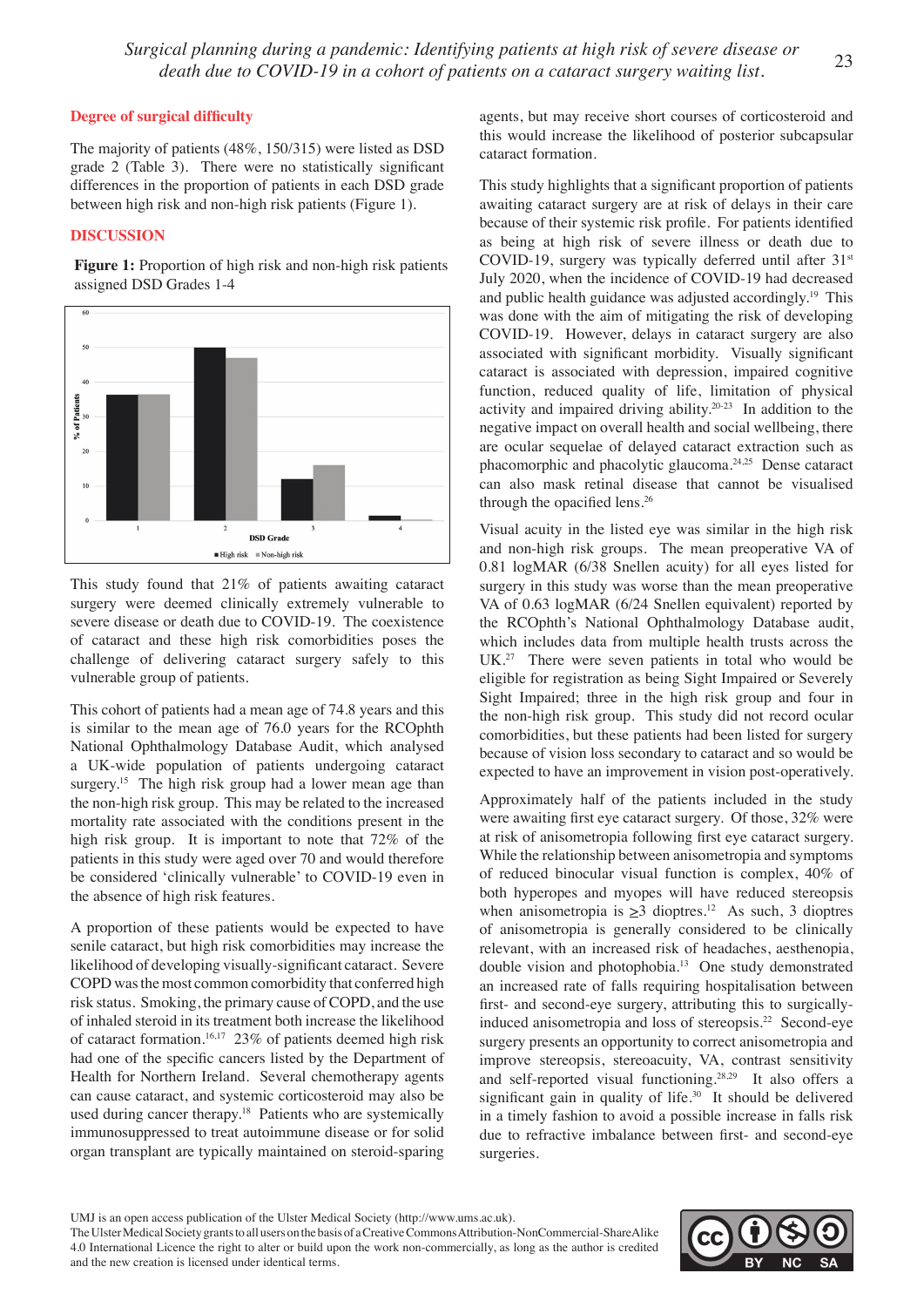### Degree of surgical difficulty

The majority of patients (48%, 150/315) were listed as DSD grade 2 (Table 3). There were no statistically significant differences in the proportion of patients in each DSD grade between high risk and non-high risk patients (Figure 1).

## DISCUSSION

**Figure 1:** Proportion of high risk and non-high risk patients assigned DSD Grades 1-4

This study found that 21% of patients awaiting cataract surgery were deemed clinically extremely vulnerable to severe disease or death due to COVID-19. The coexistence of cataract and these high risk comorbidities poses the challenge of delivering cataract surgery safely to this vulnerable group of patients.

This cohort of patients had a mean age of 74.8 years and this is similar to the mean age of 76.0 years for the RCOphth National Ophthalmology Database Audit, which analysed a UK-wide population of patients undergoing cataract surgery.[15] The high risk group had a lower mean age than the non-high risk group. This may be related to the increased mortality rate associated with the conditions present in the high risk group. It is important to note that 72% of the patients in this study were aged over 70 and would therefore be considered 'clinically vulnerable' to COVID-19 even in the absence of high risk features.

A proportion of these patients would be expected to have senile cataract, but high risk comorbidities may increase the likelihood of developing visually-significant cataract. Severe COPD was the most common comorbidity that conferred high risk status. Smoking, the primary cause of COPD, and the use of inhaled steroid in its treatment both increase the likelihood of cataract formation.[16,17] 23% of patients deemed high risk had one of the specific cancers listed by the Department of Health for Northern Ireland. Several chemotherapy agents can cause cataract, and systemic corticosteroid may also be used during cancer therapy.[18] Patients who are systemically immunosuppressed to treat autoimmune disease or for solid organ transplant are typically maintained on steroid-sparing agents, but may receive short courses of corticosteroid and this would increase the likelihood of posterior subcapsular cataract formation.

This study highlights that a significant proportion of patients awaiting cataract surgery are at risk of delays in their care because of their systemic risk profile. For patients identified as being at high risk of severe illness or death due to COVID-19, surgery was typically deferred until after 31st July 2020, when the incidence of COVID-19 had decreased and public health guidance was adjusted accordingly.[19] This was done with the aim of mitigating the risk of developing COVID-19. However, delays in cataract surgery are also associated with significant morbidity. Visually significant cataract is associated with depression, impaired cognitive function, reduced quality of life, limitation of physical activity and impaired driving ability.[20-23] In addition to the negative impact on overall health and social wellbeing, there are ocular sequelae of delayed cataract extraction such as phacomorphic and phacolytic glaucoma.[24,25] Dense cataract can also mask retinal disease that cannot be visualised through the opacified lens.[26]

Visual acuity in the listed eye was similar in the high risk and non-high risk groups. The mean preoperative VA of 0.81 logMAR (6/38 Snellen acuity) for all eyes listed for surgery in this study was worse than the mean preoperative VA of 0.63 logMAR (6/24 Snellen equivalent) reported by the RCOphth's National Ophthalmology Database audit, which includes data from multiple health trusts across the UK.[27] There were seven patients in total who would be eligible for registration as being Sight Impaired or Severely Sight Impaired; three in the high risk group and four in the non-high risk group. This study did not record ocular comorbidities, but these patients had been listed for surgery because of vision loss secondary to cataract and so would be expected to have an improvement in vision post-operatively.

Approximately half of the patients included in the study were awaiting first eye cataract surgery. Of those, 32% were at risk of anisometropia following first eye cataract surgery. While the relationship between anisometropia and symptoms of reduced binocular visual function is complex, 40% of both hyperopes and myopes will have reduced stereopsis when anisometropia is $\geq$3 dioptres.[12] As such, 3 dioptres of anisometropia is generally considered to be clinically relevant, with an increased risk of headaches, aesthenopia, double vision and photophobia.[13] One study demonstrated an increased rate of falls requiring hospitalisation between first- and second-eye surgery, attributing this to surgically-induced anisometropia and loss of stereopsis.[22] Second-eye surgery presents an opportunity to correct anisometropia and improve stereopsis, stereoacuity, VA, contrast sensitivity and self-reported visual functioning.[28,29] It also offers a significant gain in quality of life.[30] It should be delivered in a timely fashion to avoid a possible increase in falls risk due to refractive imbalance between first- and second-eye surgeries.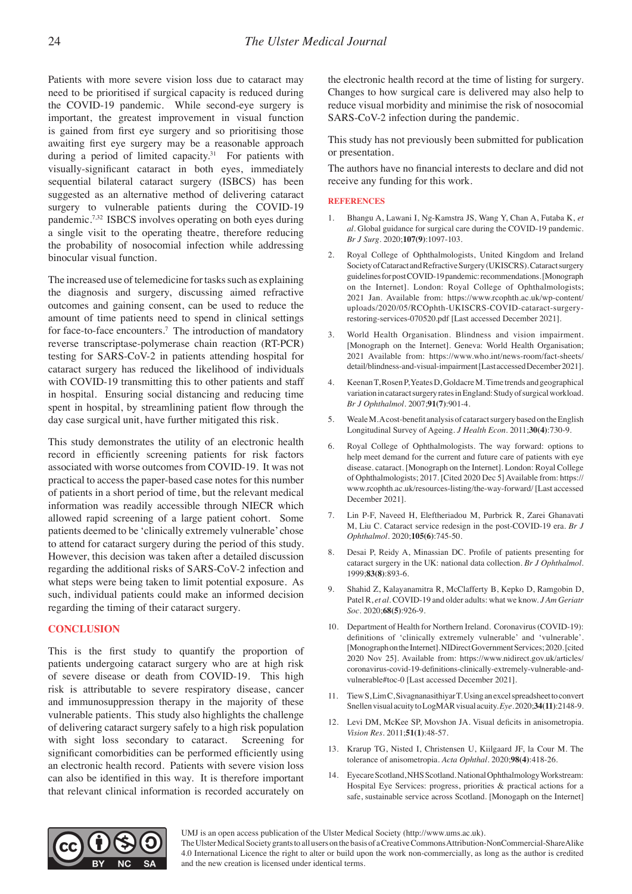Patients with more severe vision loss due to cataract may need to be prioritised if surgical capacity is reduced during the COVID-19 pandemic. While second-eye surgery is important, the greatest improvement in visual function is gained from first eye surgery and so prioritising those awaiting first eye surgery may be a reasonable approach during a period of limited capacity.[31] For patients with visually-significant cataract in both eyes, immediately sequential bilateral cataract surgery (ISBCS) has been suggested as an alternative method of delivering cataract surgery to vulnerable patients during the COVID-19 pandemic.[7,32] ISBCS involves operating on both eyes during a single visit to the operating theatre, therefore reducing the probability of nosocomial infection while addressing binocular visual function.

The increased use of telemedicine for tasks such as explaining the diagnosis and surgery, discussing aimed refractive outcomes and gaining consent, can be used to reduce the amount of time patients need to spend in clinical settings for face-to-face encounters.[7] The introduction of mandatory reverse transcriptase-polymerase chain reaction (RT-PCR) testing for SARS-CoV-2 in patients attending hospital for cataract surgery has reduced the likelihood of individuals with COVID-19 transmitting this to other patients and staff in hospital. Ensuring social distancing and reducing time spent in hospital, by streamlining patient flow through the day case surgical unit, have further mitigated this risk.

This study demonstrates the utility of an electronic health record in efficiently screening patients for risk factors associated with worse outcomes from COVID-19. It was not practical to access the paper-based case notes for this number of patients in a short period of time, but the relevant medical information was readily accessible through NIECR which allowed rapid screening of a large patient cohort. Some patients deemed to be 'clinically extremely vulnerable' chose to attend for cataract surgery during the period of this study. However, this decision was taken after a detailed discussion regarding the additional risks of SARS-CoV-2 infection and what steps were being taken to limit potential exposure. As such, individual patients could make an informed decision regarding the timing of their cataract surgery.

## CONCLUSION

This is the first study to quantify the proportion of patients undergoing cataract surgery who are at high risk of severe disease or death from COVID-19. This high risk is attributable to severe respiratory disease, cancer and immunosuppression therapy in the majority of these vulnerable patients. This study also highlights the challenge of delivering cataract surgery safely to a high risk population with sight loss secondary to cataract. Screening for significant comorbidities can be performed efficiently using an electronic health record. Patients with severe vision loss can also be identified in this way. It is therefore important that relevant clinical information is recorded accurately on the electronic health record at the time of listing for surgery. Changes to how surgical care is delivered may also help to reduce visual morbidity and minimise the risk of nosocomial SARS-CoV-2 infection during the pandemic.

This study has not previously been submitted for publication or presentation.

The authors have no financial interests to declare and did not receive any funding for this work.

## REFERENCES

1. Bhangu A, Lawani I, Ng-Kamstra JS, Wang Y, Chan A, Futaba K, *et al*. Global guidance for surgical care during the COVID-19 pandemic. *Br J Surg*. 2020;**107(9)**:1097-103.
2. Royal College of Ophthalmologists, United Kingdom and Ireland Society of Cataract and Refractive Surgery (UKISCRS). Cataract surgery guidelines for post COVID-19 pandemic: recommendations. [Monograph on the Internet]. London: Royal College of Ophthalmologists; 2021 Jan. Available from: https://www.rcophth.ac.uk/wp-content/uploads/2020/05/RCOphth-UKISCRS-COVID-cataract-surgery-restoring-services-070520.pdf [Last accessed December 2021].
3. World Health Organisation. Blindness and vision impairment. [Monograph on the Internet]. Geneva: World Health Organisation; 2021 Available from: https://www.who.int/news-room/fact-sheets/detail/blindness-and-visual-impairment [Last accessed December 2021].
4. Keenan T, Rosen P, Yeates D, Goldacre M. Time trends and geographical variation in cataract surgery rates in England: Study of surgical workload. *Br J Ophthalmol*. 2007;**91(7)**:901-4.
5. Weale M. A cost-benefit analysis of cataract surgery based on the English Longitudinal Survey of Ageing. *J Health Econ*. 2011;**30(4)**:730-9.
6. Royal College of Ophthalmologists. The way forward: options to help meet demand for the current and future care of patients with eye disease. cataract. [Monograph on the Internet]. London: Royal College of Ophthalmologists; 2017. [Cited 2020 Dec 5] Available from: https://www.rcophth.ac.uk/resources-listing/the-way-forward/ [Last accessed December 2021].
7. Lin P-F, Naveed H, Eleftheriadou M, Purbrick R, Zarei Ghanavati M, Liu C. Cataract service redesign in the post-COVID-19 era. *Br J Ophthalmol*. 2020;**105(6)**:745-50.
8. Desai P, Reidy A, Minassian DC. Profile of patients presenting for cataract surgery in the UK: national data collection. *Br J Ophthalmol*. 1999;**83(8)**:893-6.
9. Shahid Z, Kalayanamitra R, McClafferty B, Kepko D, Ramgobin D, Patel R, *et al*. COVID-19 and older adults: what we know. *J Am Geriatr Soc*. 2020;**68(5)**:926-9.
10. Department of Health for Northern Ireland. Coronavirus (COVID-19): definitions of 'clinically extremely vulnerable' and 'vulnerable'. [Monograph on the Internet]. NIDirect Government Services; 2020. [cited 2020 Nov 25]. Available from: https://www.nidirect.gov.uk/articles/coronavirus-covid-19-definitions-clinically-extremely-vulnerable-and-vulnerable#toc-0 [Last accessed December 2021].
11. Tiew S, Lim C, Sivagnanasithiyar T. Using an excel spreadsheet to convert Snellen visual acuity to LogMAR visual acuity. *Eye*. 2020;**34(11)**:2148-9.
12. Levi DM, McKee SP, Movshon JA. Visual deficits in anisometropia. *Vision Res*. 2011;**51(1)**:48-57.
13. Krarup TG, Nisted I, Christensen U, Kiilgaard JF, la Cour M. The tolerance of anisometropia. *Acta Ophthal*. 2020;**98(4)**:418-26.
14. Eyecare Scotland, NHS Scotland. National Ophthalmology Workstream: Hospital Eye Services: progress, priorities & practical actions for a safe, sustainable service across Scotland. [Monogpaph on the Internet]

UMJ is an open access publication of the Ulster Medical Society (http://www.ums.ac.uk).
The Ulster Medical Society grants to all users on the basis of a Creative Commons Attribution-NonCommercial-ShareAlike 4.0 International Licence the right to alter or build upon the work non-commercially, as long as the author is credited and the new creation is licensed under identical terms.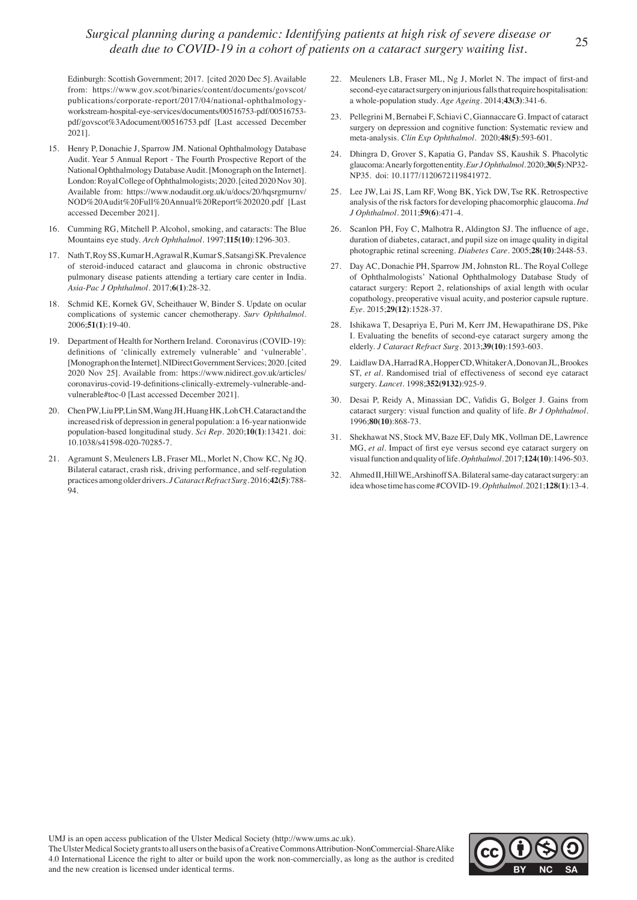Edinburgh: Scottish Government; 2017. [cited 2020 Dec 5]. Available from: https://www.gov.scot/binaries/content/documents/govscot/publications/corporate-report/2017/04/national-ophthalmology-workstream-hospital-eye-services/documents/00516753-pdf/00516753-pdf/govscot%3Adocument/00516753.pdf [Last accessed December 2021].

15. Henry P, Donachie J, Sparrow JM. National Ophthalmology Database Audit. Year 5 Annual Report - The Fourth Prospective Report of the National Ophthalmology Database Audit. [Monograph on the Internet]. London: Royal College of Ophthalmologists; 2020. [cited 2020 Nov 30]. Available from: https://www.nodaudit.org.uk/u/docs/20/hqsrgmurnv/NOD%20Audit%20Full%20Annual%20Report%202020.pdf [Last accessed December 2021].

16. Cumming RG, Mitchell P. Alcohol, smoking, and cataracts: The Blue Mountains eye study. *Arch Ophthalmol*. 1997;**115(10)**:1296-303.

17. Nath T, Roy SS, Kumar H, Agrawal R, Kumar S, Satsangi SK. Prevalence of steroid-induced cataract and glaucoma in chronic obstructive pulmonary disease patients attending a tertiary care center in India. *Asia-Pac J Ophthalmol*. 2017;**6(1)**:28-32.

18. Schmid KE, Kornek GV, Scheithauer W, Binder S. Update on ocular complications of systemic cancer chemotherapy. *Surv Ophthalmol*. 2006;**51(1)**:19-40.

19. Department of Health for Northern Ireland. Coronavirus (COVID-19): definitions of 'clinically extremely vulnerable' and 'vulnerable'. [Monograph on the Internet]. NIDirect Government Services; 2020. [cited 2020 Nov 25]. Available from: https://www.nidirect.gov.uk/articles/coronavirus-covid-19-definitions-clinically-extremely-vulnerable-and-vulnerable#toc-0 [Last accessed December 2021].

20. Chen PW, Liu PP, Lin SM, Wang JH, Huang HK, Loh CH. Cataract and the increased risk of depression in general population: a 16-year nationwide population-based longitudinal study. *Sci Rep*. 2020;**10(1)**:13421. doi: 10.1038/s41598-020-70285-7.

21. Agramunt S, Meuleners LB, Fraser ML, Morlet N, Chow KC, Ng JQ. Bilateral cataract, crash risk, driving performance, and self-regulation practices among older drivers. *J Cataract Refract Surg*. 2016;**42(5)**:788-94.

22. Meuleners LB, Fraser ML, Ng J, Morlet N. The impact of first-and second-eye cataract surgery on injurious falls that require hospitalisation: a whole-population study. *Age Ageing*. 2014;**43(3)**:341-6.

23. Pellegrini M, Bernabei F, Schiavi C, Giannaccare G. Impact of cataract surgery on depression and cognitive function: Systematic review and meta-analysis. *Clin Exp Ophthalmol*. 2020;**48(5)**:593-601.

24. Dhingra D, Grover S, Kapatia G, Pandav SS, Kaushik S. Phacolytic glaucoma: A nearly forgotten entity. *Eur J Ophthalmol*. 2020;**30(5)**:NP32-NP35. doi: 10.1177/1120672119841972.

25. Lee JW, Lai JS, Lam RF, Wong BK, Yick DW, Tse RK. Retrospective analysis of the risk factors for developing phacomorphic glaucoma. *Ind J Ophthalmol*. 2011;**59(6)**:471-4.

26. Scanlon PH, Foy C, Malhotra R, Aldington SJ. The influence of age, duration of diabetes, cataract, and pupil size on image quality in digital photographic retinal screening. *Diabetes Care*. 2005;**28(10)**:2448-53.

27. Day AC, Donachie PH, Sparrow JM, Johnston RL. The Royal College of Ophthalmologists' National Ophthalmology Database Study of cataract surgery: Report 2, relationships of axial length with ocular copathology, preoperative visual acuity, and posterior capsule rupture. *Eye*. 2015;**29(12)**:1528-37.

28. Ishikawa T, Desapriya E, Puri M, Kerr JM, Hewapathirane DS, Pike I. Evaluating the benefits of second-eye cataract surgery among the elderly. *J Cataract Refract Surg*. 2013;**39(10)**:1593-603.

29. Laidlaw DA, Harrad RA, Hopper CD, Whitaker A, Donovan JL, Brookes ST, *et al*. Randomised trial of effectiveness of second eye cataract surgery. *Lancet*. 1998;**352(9132)**:925-9.

30. Desai P, Reidy A, Minassian DC, Vafidis G, Bolger J. Gains from cataract surgery: visual function and quality of life. *Br J Ophthalmol*. 1996;**80(10)**:868-73.

31. Shekhawat NS, Stock MV, Baze EF, Daly MK, Vollman DE, Lawrence MG, *et al*. Impact of first eye versus second eye cataract surgery on visual function and quality of life. *Ophthalmol*. 2017;**124(10)**:1496-503.

32. Ahmed II, Hill WE, Arshinoff SA. Bilateral same-day cataract surgery: an idea whose time has come #COVID-19. *Ophthalmol*. 2021;**128(1)**:13-4.

UMJ is an open access publication of the Ulster Medical Society (http://www.ums.ac.uk).
The Ulster Medical Society grants to all users on the basis of a Creative Commons Attribution-NonCommercial-ShareAlike 4.0 International Licence the right to alter or build upon the work non-commercially, as long as the author is credited and the new creation is licensed under identical terms.